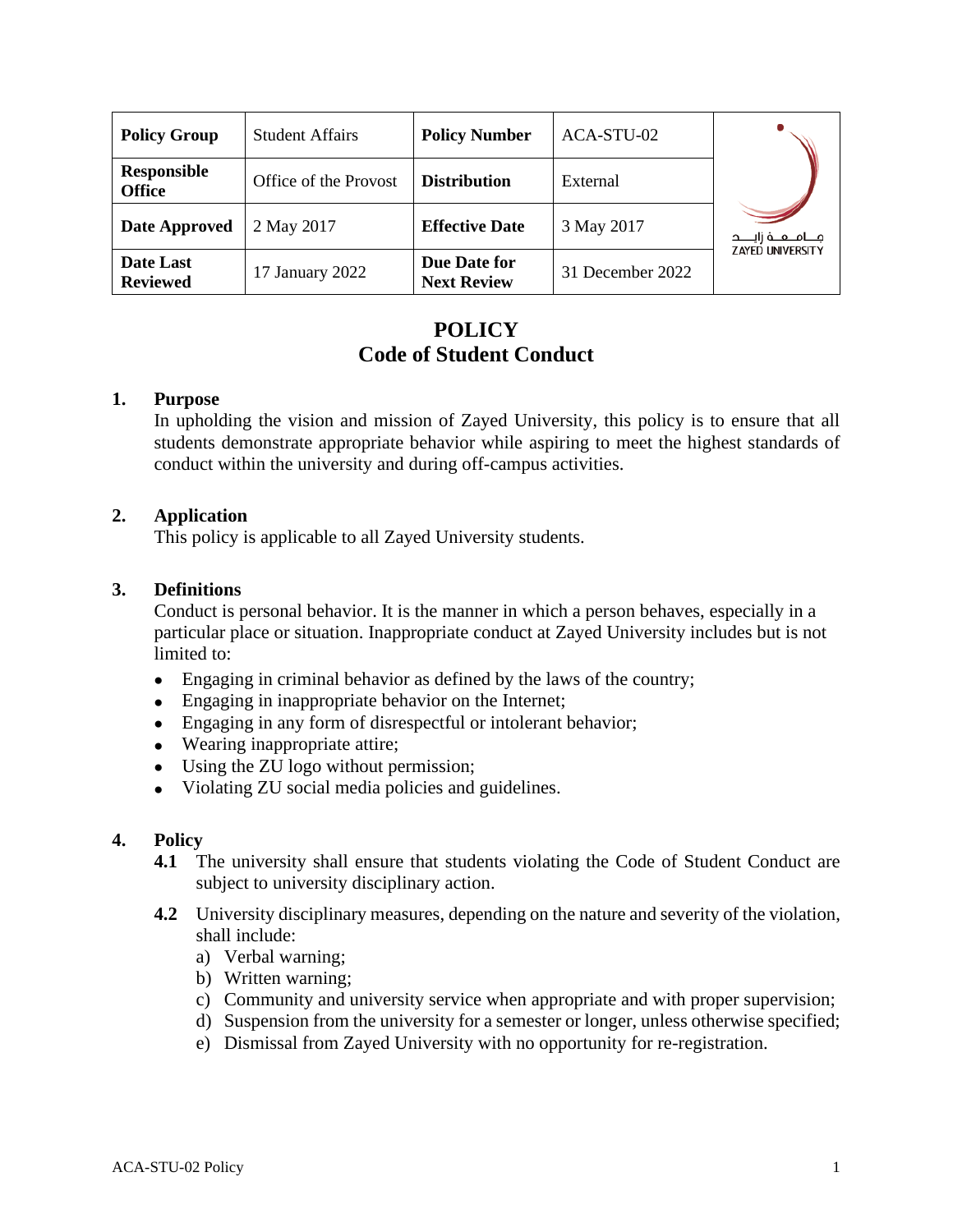| Policy Group | Student Affairs | Policy Number | ACA-STU-02 |
|---|---|---|---|
| Responsible Office | Office of the Provost | Distribution | External |
| Date Approved | 2 May 2017 | Effective Date | 3 May 2017 |
| Date Last Reviewed | 17 January 2022 | Due Date for Next Review | 31 December 2022 |

جـــامــعــة زايـــد
ZAYED UNIVERSITY

# POLICY
# Code of Student Conduct

## 1. Purpose

In upholding the vision and mission of Zayed University, this policy is to ensure that all students demonstrate appropriate behavior while aspiring to meet the highest standards of conduct within the university and during off-campus activities.

## 2. Application

This policy is applicable to all Zayed University students.

## 3. Definitions

Conduct is personal behavior. It is the manner in which a person behaves, especially in a particular place or situation. Inappropriate conduct at Zayed University includes but is not limited to:

- Engaging in criminal behavior as defined by the laws of the country;
- Engaging in inappropriate behavior on the Internet;
- Engaging in any form of disrespectful or intolerant behavior;
- Wearing inappropriate attire;
- Using the ZU logo without permission;
- Violating ZU social media policies and guidelines.

## 4. Policy

**4.1** The university shall ensure that students violating the Code of Student Conduct are subject to university disciplinary action.

**4.2** University disciplinary measures, depending on the nature and severity of the violation, shall include:

a) Verbal warning;
b) Written warning;
c) Community and university service when appropriate and with proper supervision;
d) Suspension from the university for a semester or longer, unless otherwise specified;
e) Dismissal from Zayed University with no opportunity for re-registration.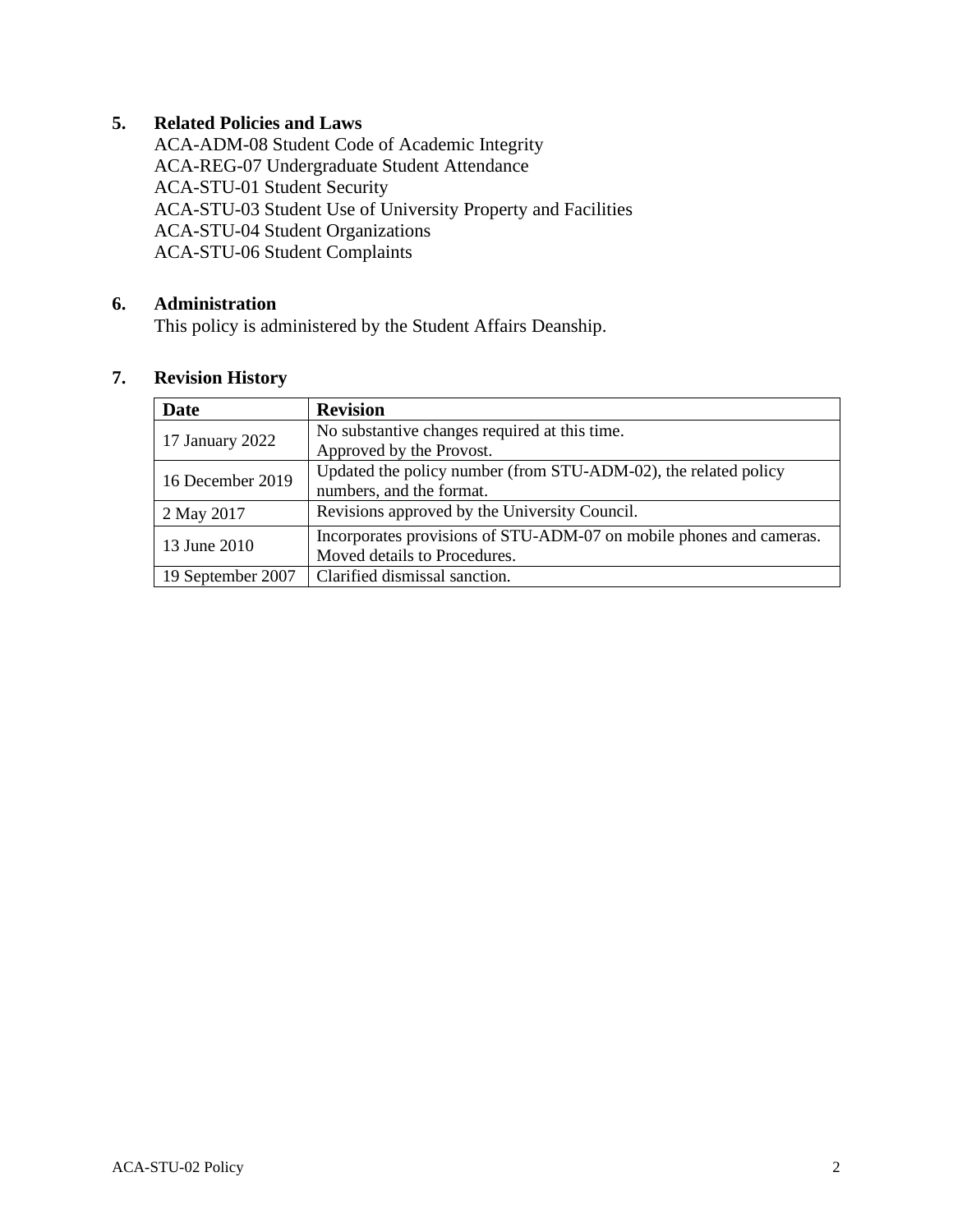## 5. Related Policies and Laws

ACA-ADM-08 Student Code of Academic Integrity
ACA-REG-07 Undergraduate Student Attendance
ACA-STU-01 Student Security
ACA-STU-03 Student Use of University Property and Facilities
ACA-STU-04 Student Organizations
ACA-STU-06 Student Complaints

## 6. Administration

This policy is administered by the Student Affairs Deanship.

## 7. Revision History

| Date | Revision |
|---|---|
| 17 January 2022 | No substantive changes required at this time. Approved by the Provost. |
| 16 December 2019 | Updated the policy number (from STU-ADM-02), the related policy numbers, and the format. |
| 2 May 2017 | Revisions approved by the University Council. |
| 13 June 2010 | Incorporates provisions of STU-ADM-07 on mobile phones and cameras. Moved details to Procedures. |
| 19 September 2007 | Clarified dismissal sanction. |